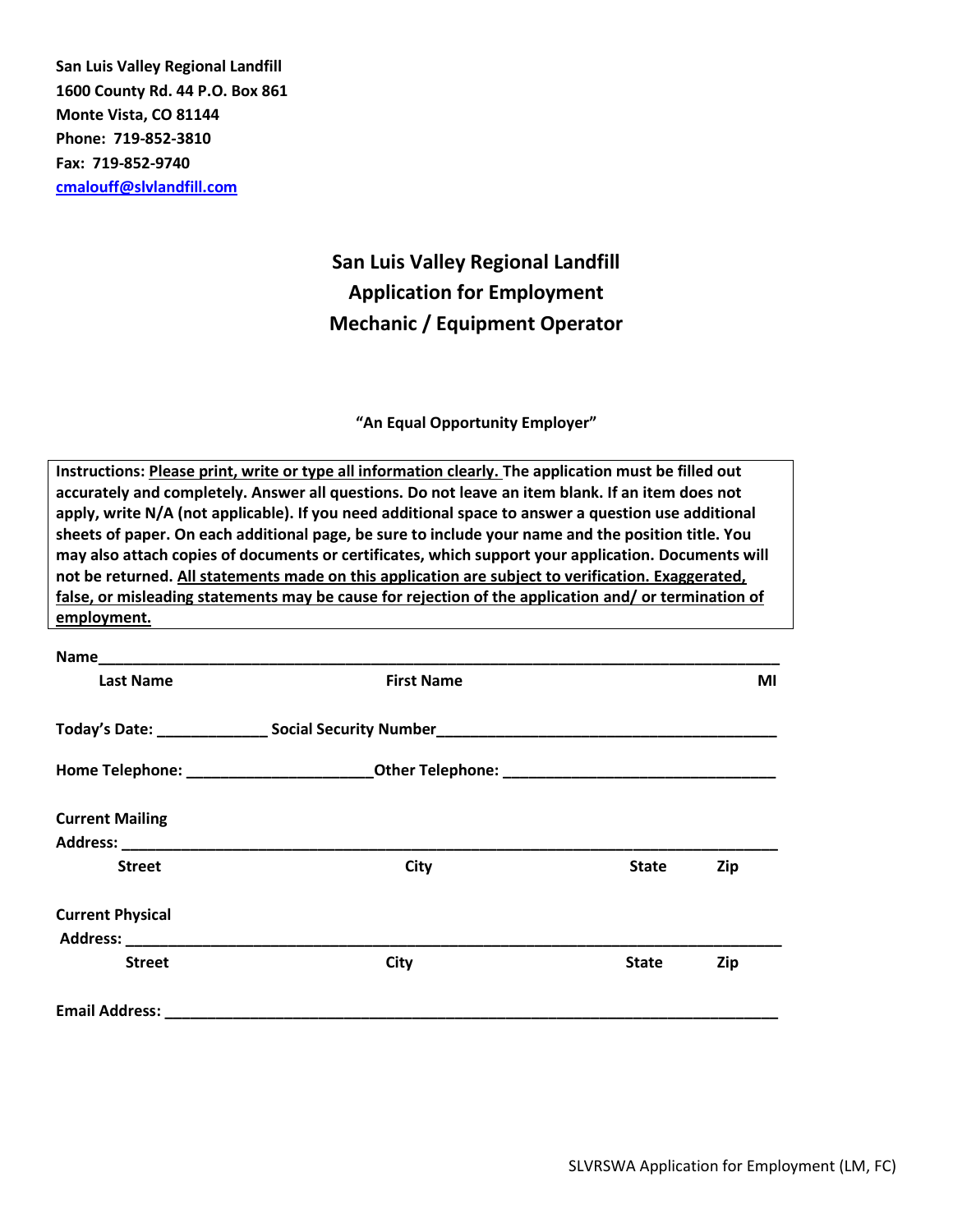**San Luis Valley Regional Landfill**
**1600 County Rd. 44 P.O. Box 861**
**Monte Vista, CO 81144**
**Phone: 719-852-3810**
**Fax: 719-852-9740**
**cmalouff@slvlandfill.com**

# San Luis Valley Regional Landfill
# Application for Employment
# Mechanic / Equipment Operator

**"An Equal Opportunity Employer"**

**Instructions: Please print, write or type all information clearly. The application must be filled out accurately and completely. Answer all questions. Do not leave an item blank. If an item does not apply, write N/A (not applicable). If you need additional space to answer a question use additional sheets of paper. On each additional page, be sure to include your name and the position title. You may also attach copies of documents or certificates, which support your application. Documents will not be returned. All statements made on this application are subject to verification. Exaggerated, false, or misleading statements may be cause for rejection of the application and/ or termination of employment.**

**Name**_______________________________________________________________________________
**Last Name** **First Name** **MI**

**Today's Date:** _____________ **Social Security Number**________________________________________

**Home Telephone:** _____________________**Other Telephone:** _______________________________

**Current Mailing Address:** ____________________________________________________________________
**Street** **City** **State** **Zip**

**Current Physical Address:** ____________________________________________________________________
**Street** **City** **State** **Zip**

**Email Address:** _____________________________________________________________________

SLVRSWA Application for Employment (LM, FC)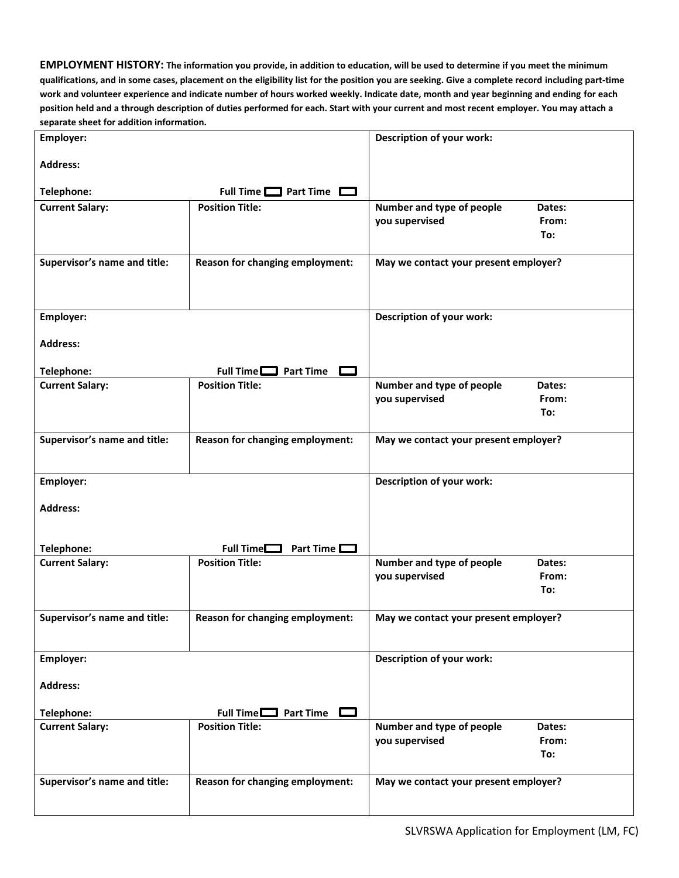**EMPLOYMENT HISTORY:** **The information you provide, in addition to education, will be used to determine if you meet the minimum qualifications, and in some cases, placement on the eligibility list for the position you are seeking. Give a complete record including part-time work and volunteer experience and indicate number of hours worked weekly. Indicate date, month and year beginning and ending for each position held and a through description of duties performed for each. Start with your current and most recent employer. You may attach a separate sheet for addition information.**

| | | |
|---|---|---|
| **Employer:**<br><br>**Address:**<br><br>**Telephone:** | **Full Time** ☐ **Part Time** ☐ | **Description of your work:** |
| **Current Salary:** | **Position Title:** | **Number and type of people you supervised** **Dates:** **From:** **To:** |
| **Supervisor's name and title:** | **Reason for changing employment:** | **May we contact your present employer?** |
| **Employer:**<br><br>**Address:**<br><br>**Telephone:** | **Full Time** ☐ **Part Time** ☐ | **Description of your work:** |
| **Current Salary:** | **Position Title:** | **Number and type of people you supervised** **Dates:** **From:** **To:** |
| **Supervisor's name and title:** | **Reason for changing employment:** | **May we contact your present employer?** |
| **Employer:**<br><br>**Address:**<br><br>**Telephone:** | **Full Time** ☐ **Part Time** ☐ | **Description of your work:** |
| **Current Salary:** | **Position Title:** | **Number and type of people you supervised** **Dates:** **From:** **To:** |
| **Supervisor's name and title:** | **Reason for changing employment:** | **May we contact your present employer?** |
| **Employer:**<br><br>**Address:**<br><br>**Telephone:** | **Full Time** ☐ **Part Time** ☐ | **Description of your work:** |
| **Current Salary:** | **Position Title:** | **Number and type of people you supervised** **Dates:** **From:** **To:** |
| **Supervisor's name and title:** | **Reason for changing employment:** | **May we contact your present employer?** |

SLVRSWA Application for Employment (LM, FC)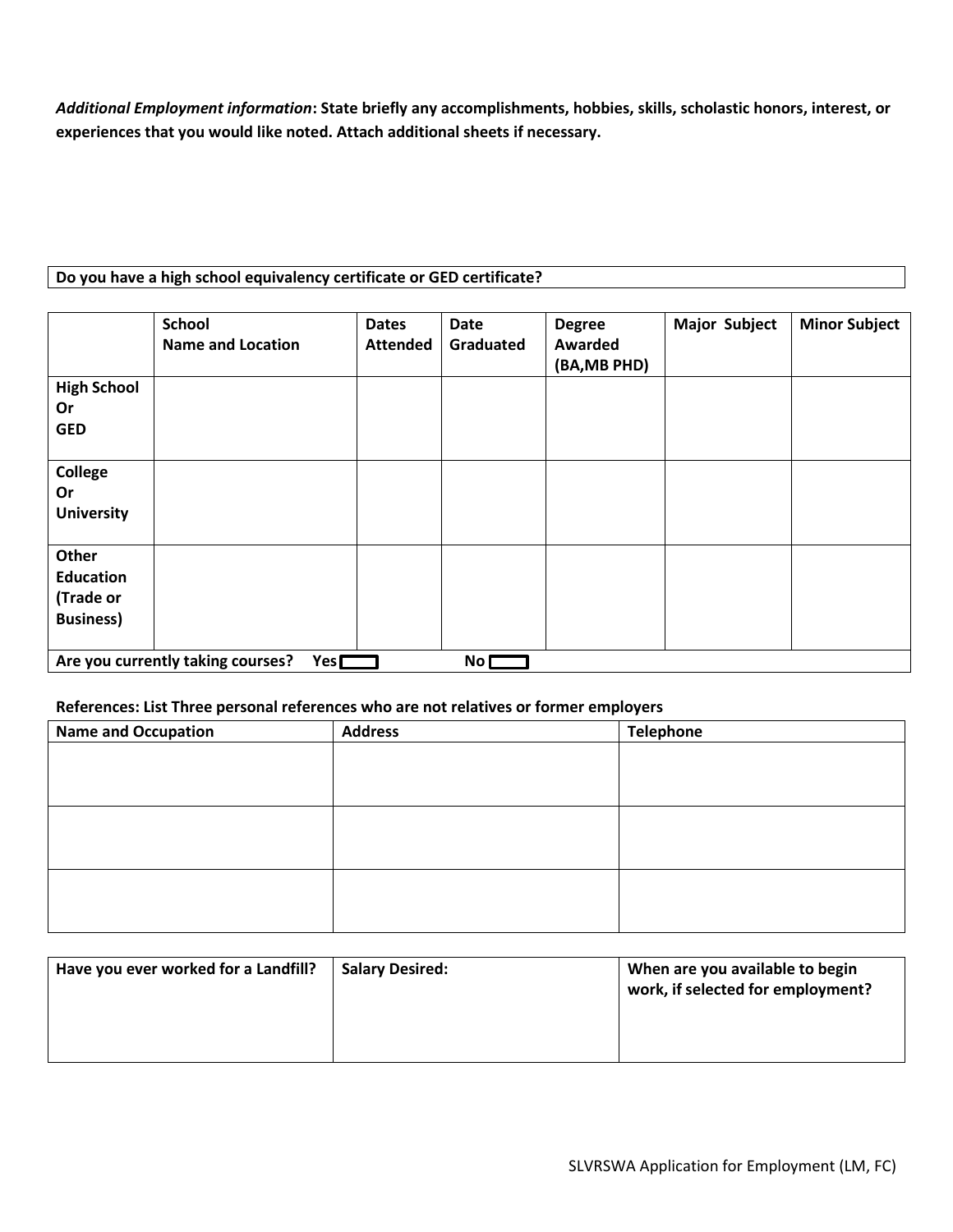***Additional Employment information*: State briefly any accomplishments, hobbies, skills, scholastic honors, interest, or experiences that you would like noted. Attach additional sheets if necessary.**

| **Do you have a high school equivalency certificate or GED certificate?** |
|---|

| | **School Name and Location** | **Dates Attended** | **Date Graduated** | **Degree Awarded (BA,MB PHD)** | **Major Subject** | **Minor Subject** |
|---|---|---|---|---|---|---|
| **High School Or GED** | | | | | | |
| **College Or University** | | | | | | |
| **Other Education (Trade or Business)** | | | | | | |
| **Are you currently taking courses? Yes ☐** | | | **No ☐** | | | |

**References: List Three personal references who are not relatives or former employers**

| **Name and Occupation** | **Address** | **Telephone** |
|---|---|---|
| | | |
| | | |
| | | |

| **Have you ever worked for a Landfill?** | **Salary Desired:** | **When are you available to begin work, if selected for employment?** |
|---|---|---|
| | | |

SLVRSWA Application for Employment (LM, FC)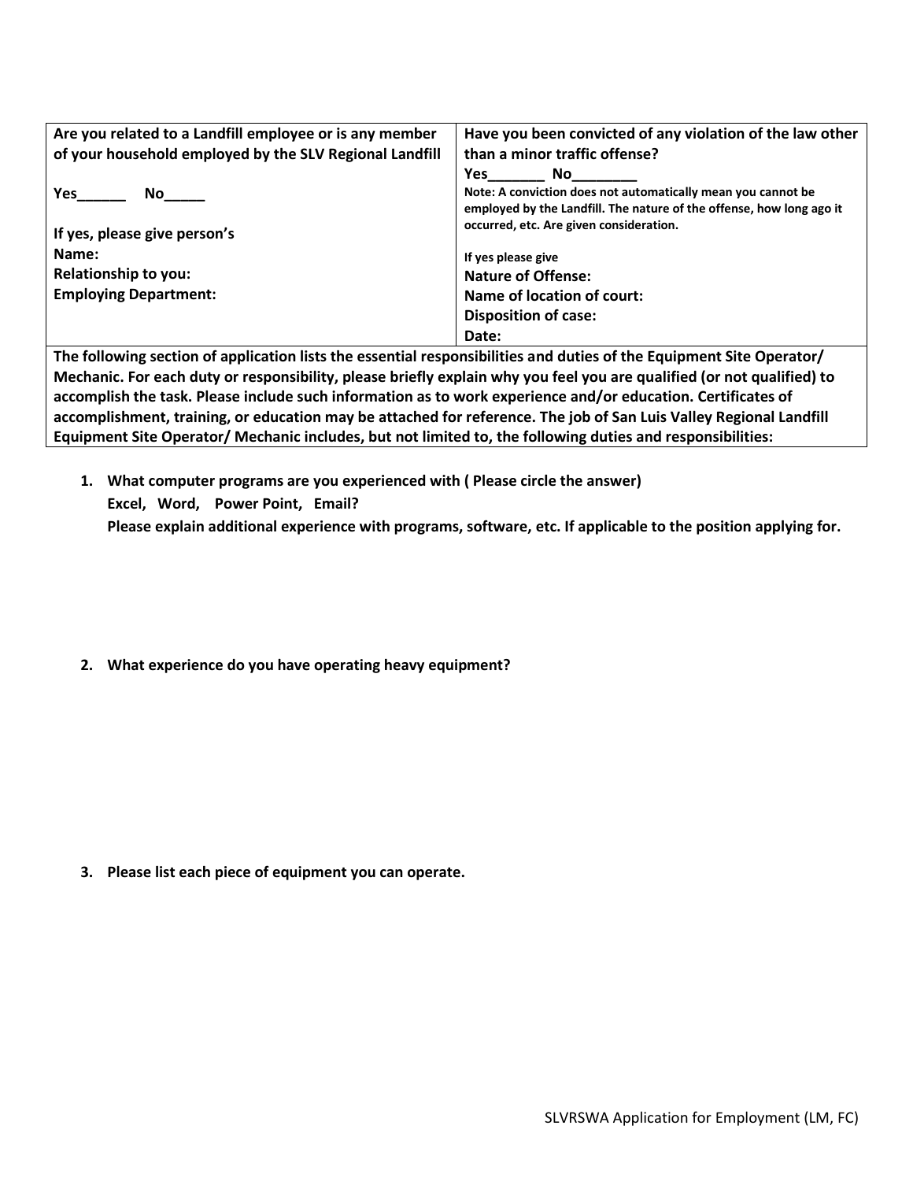| **Are you related to a Landfill employee or is any member of your household employed by the SLV Regional Landfill**<br><br>**Yes______ No_____**<br><br>**If yes, please give person's**<br>**Name:**<br>**Relationship to you:**<br>**Employing Department:** | **Have you been convicted of any violation of the law other than a minor traffic offense?**<br>**Yes_______ No________**<br>**Note: A conviction does not automatically mean you cannot be employed by the Landfill. The nature of the offense, how long ago it occurred, etc. Are given consideration.**<br><br>**If yes please give**<br>**Nature of Offense:**<br>**Name of location of court:**<br>**Disposition of case:**<br>**Date:** |
|---|---|
| **The following section of application lists the essential responsibilities and duties of the Equipment Site Operator/ Mechanic. For each duty or responsibility, please briefly explain why you feel you are qualified (or not qualified) to accomplish the task. Please include such information as to work experience and/or education. Certificates of accomplishment, training, or education may be attached for reference. The job of San Luis Valley Regional Landfill Equipment Site Operator/ Mechanic includes, but not limited to, the following duties and responsibilities:** | |

1. **What computer programs are you experienced with ( Please circle the answer)**
   **Excel, Word, Power Point, Email?**
   **Please explain additional experience with programs, software, etc. If applicable to the position applying for.**

2. **What experience do you have operating heavy equipment?**

3. **Please list each piece of equipment you can operate.**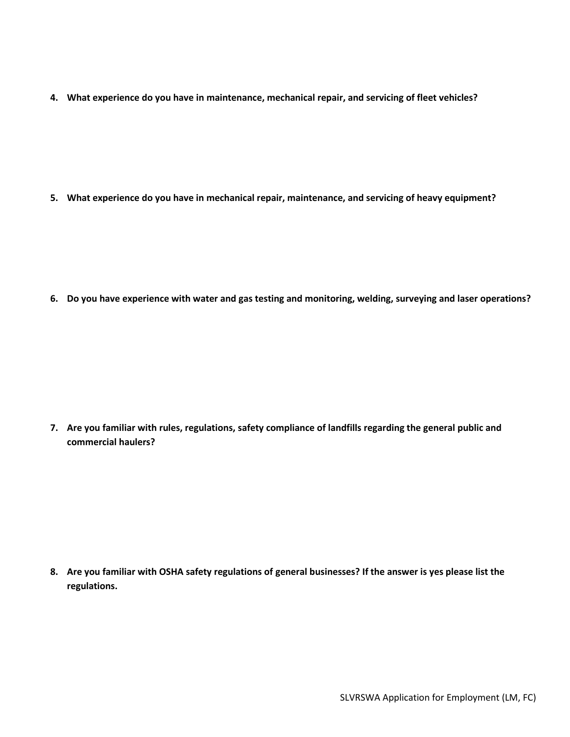4. **What experience do you have in maintenance, mechanical repair, and servicing of fleet vehicles?**

5. **What experience do you have in mechanical repair, maintenance, and servicing of heavy equipment?**

6. **Do you have experience with water and gas testing and monitoring, welding, surveying and laser operations?**

7. **Are you familiar with rules, regulations, safety compliance of landfills regarding the general public and commercial haulers?**

8. **Are you familiar with OSHA safety regulations of general businesses? If the answer is yes please list the regulations.**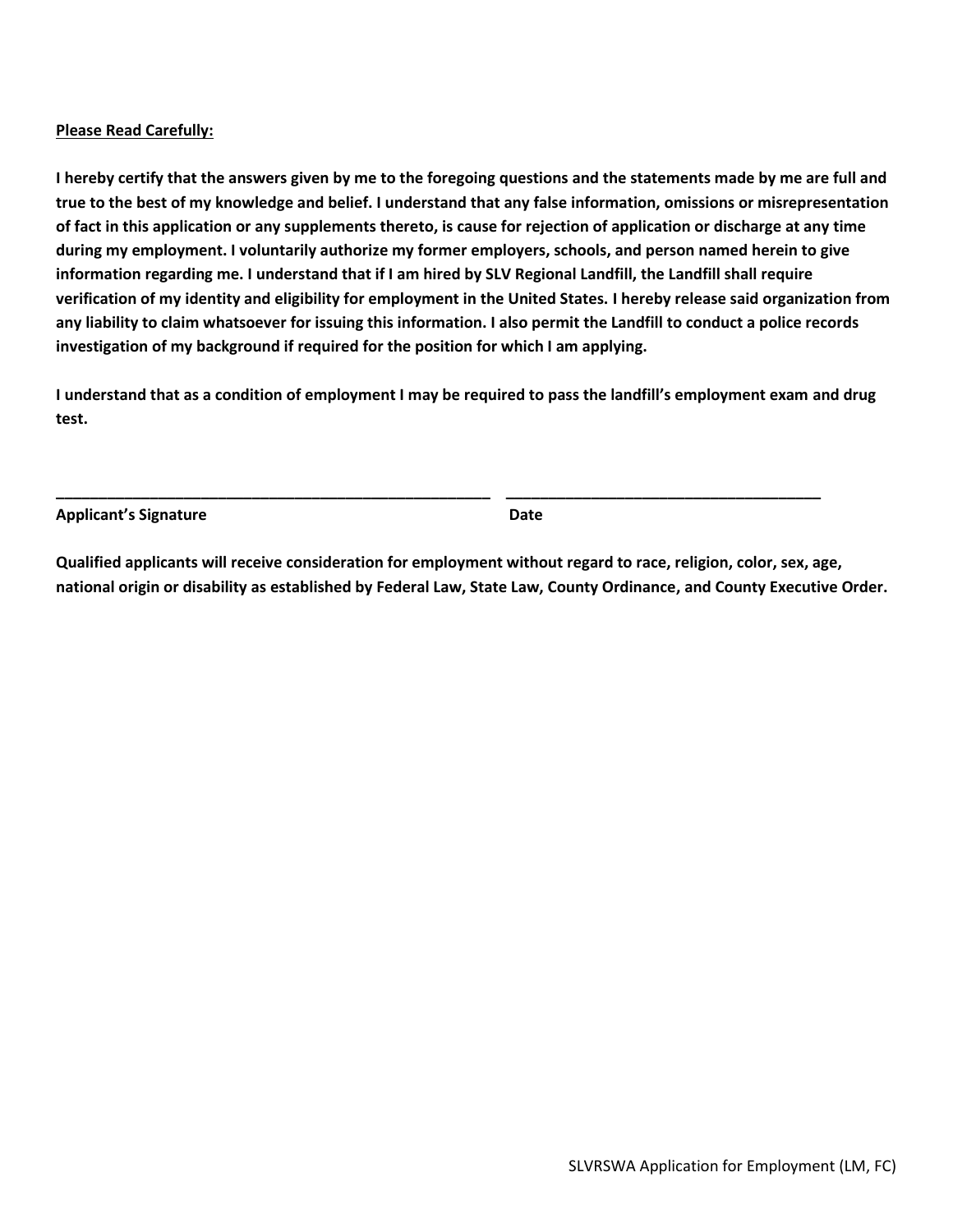**Please Read Carefully:**

**I hereby certify that the answers given by me to the foregoing questions and the statements made by me are full and true to the best of my knowledge and belief. I understand that any false information, omissions or misrepresentation of fact in this application or any supplements thereto, is cause for rejection of application or discharge at any time during my employment. I voluntarily authorize my former employers, schools, and person named herein to give information regarding me. I understand that if I am hired by SLV Regional Landfill, the Landfill shall require verification of my identity and eligibility for employment in the United States. I hereby release said organization from any liability to claim whatsoever for issuing this information. I also permit the Landfill to conduct a police records investigation of my background if required for the position for which I am applying.**

**I understand that as a condition of employment I may be required to pass the landfill's employment exam and drug test.**

_____________________________________________________ ______________________________________

**Applicant's Signature** **Date**

**Qualified applicants will receive consideration for employment without regard to race, religion, color, sex, age, national origin or disability as established by Federal Law, State Law, County Ordinance, and County Executive Order.**